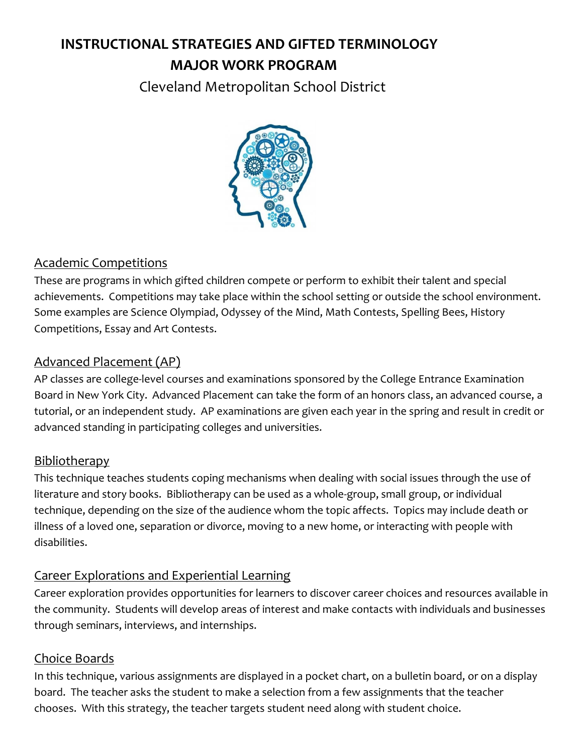# INSTRUCTIONAL STRATEGIES AND GIFTED TERMINOLOGY
# MAJOR WORK PROGRAM

Cleveland Metropolitan School District

## Academic Competitions

These are programs in which gifted children compete or perform to exhibit their talent and special achievements. Competitions may take place within the school setting or outside the school environment. Some examples are Science Olympiad, Odyssey of the Mind, Math Contests, Spelling Bees, History Competitions, Essay and Art Contests.

## Advanced Placement (AP)

AP classes are college-level courses and examinations sponsored by the College Entrance Examination Board in New York City. Advanced Placement can take the form of an honors class, an advanced course, a tutorial, or an independent study. AP examinations are given each year in the spring and result in credit or advanced standing in participating colleges and universities.

## Bibliotherapy

This technique teaches students coping mechanisms when dealing with social issues through the use of literature and story books. Bibliotherapy can be used as a whole-group, small group, or individual technique, depending on the size of the audience whom the topic affects. Topics may include death or illness of a loved one, separation or divorce, moving to a new home, or interacting with people with disabilities.

## Career Explorations and Experiential Learning

Career exploration provides opportunities for learners to discover career choices and resources available in the community. Students will develop areas of interest and make contacts with individuals and businesses through seminars, interviews, and internships.

## Choice Boards

In this technique, various assignments are displayed in a pocket chart, on a bulletin board, or on a display board. The teacher asks the student to make a selection from a few assignments that the teacher chooses. With this strategy, the teacher targets student need along with student choice.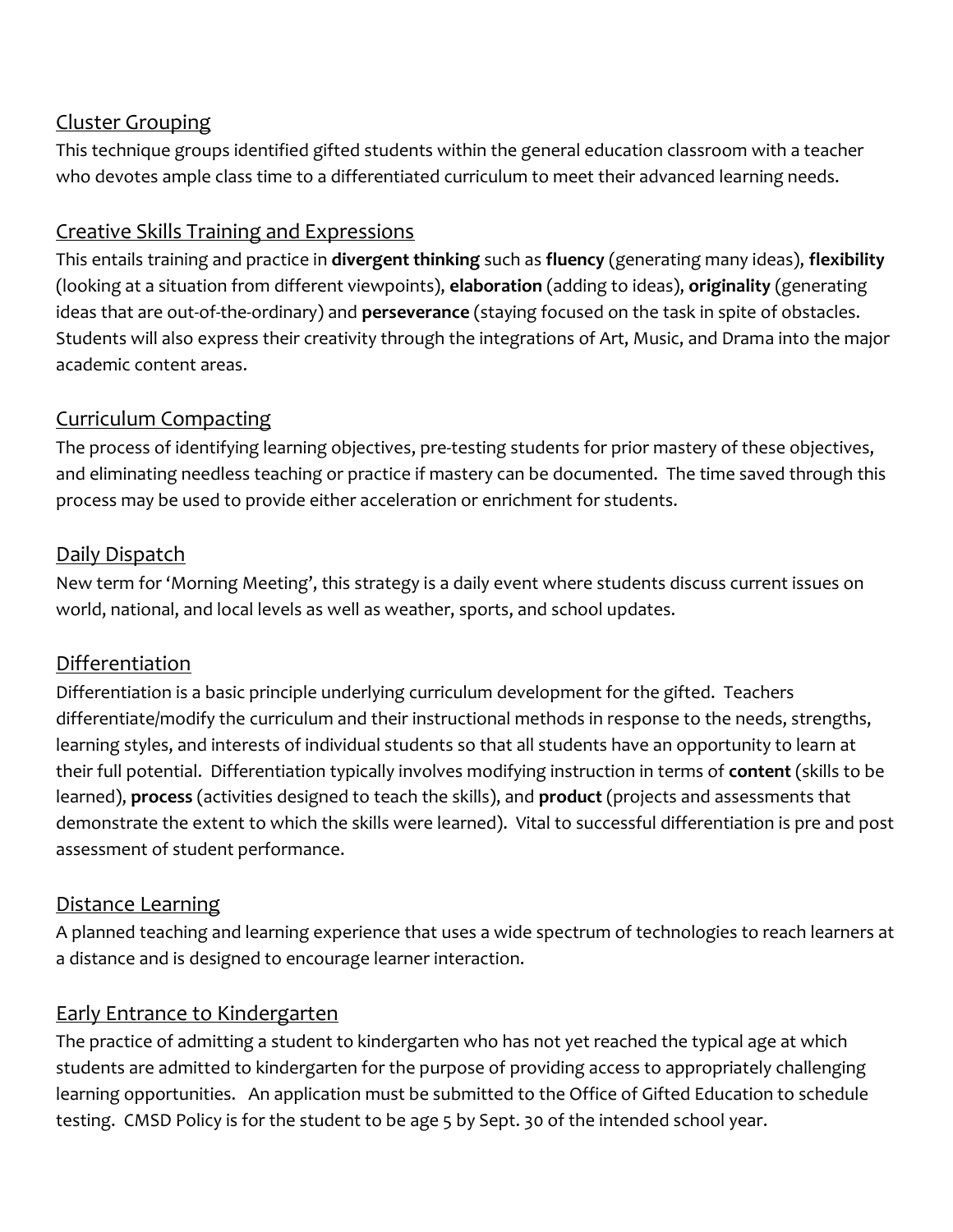## Cluster Grouping

This technique groups identified gifted students within the general education classroom with a teacher who devotes ample class time to a differentiated curriculum to meet their advanced learning needs.

## Creative Skills Training and Expressions

This entails training and practice in **divergent thinking** such as **fluency** (generating many ideas), **flexibility** (looking at a situation from different viewpoints), **elaboration** (adding to ideas), **originality** (generating ideas that are out-of-the-ordinary) and **perseverance** (staying focused on the task in spite of obstacles. Students will also express their creativity through the integrations of Art, Music, and Drama into the major academic content areas.

## Curriculum Compacting

The process of identifying learning objectives, pre-testing students for prior mastery of these objectives, and eliminating needless teaching or practice if mastery can be documented. The time saved through this process may be used to provide either acceleration or enrichment for students.

## Daily Dispatch

New term for 'Morning Meeting', this strategy is a daily event where students discuss current issues on world, national, and local levels as well as weather, sports, and school updates.

## Differentiation

Differentiation is a basic principle underlying curriculum development for the gifted. Teachers differentiate/modify the curriculum and their instructional methods in response to the needs, strengths, learning styles, and interests of individual students so that all students have an opportunity to learn at their full potential. Differentiation typically involves modifying instruction in terms of **content** (skills to be learned), **process** (activities designed to teach the skills), and **product** (projects and assessments that demonstrate the extent to which the skills were learned). Vital to successful differentiation is pre and post assessment of student performance.

## Distance Learning

A planned teaching and learning experience that uses a wide spectrum of technologies to reach learners at a distance and is designed to encourage learner interaction.

## Early Entrance to Kindergarten

The practice of admitting a student to kindergarten who has not yet reached the typical age at which students are admitted to kindergarten for the purpose of providing access to appropriately challenging learning opportunities. An application must be submitted to the Office of Gifted Education to schedule testing. CMSD Policy is for the student to be age 5 by Sept. 30 of the intended school year.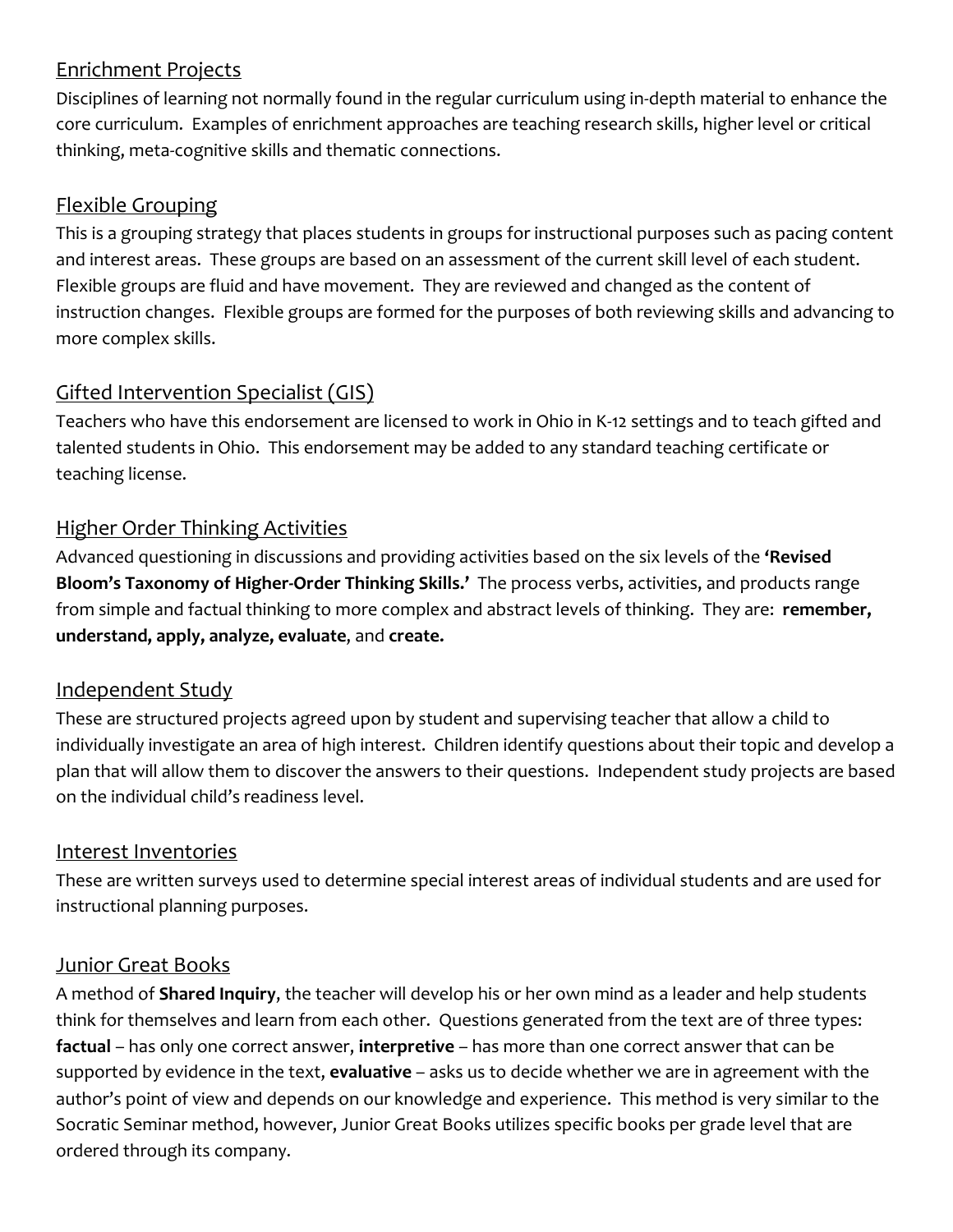## Enrichment Projects

Disciplines of learning not normally found in the regular curriculum using in-depth material to enhance the core curriculum. Examples of enrichment approaches are teaching research skills, higher level or critical thinking, meta-cognitive skills and thematic connections.

## Flexible Grouping

This is a grouping strategy that places students in groups for instructional purposes such as pacing content and interest areas. These groups are based on an assessment of the current skill level of each student. Flexible groups are fluid and have movement. They are reviewed and changed as the content of instruction changes. Flexible groups are formed for the purposes of both reviewing skills and advancing to more complex skills.

## Gifted Intervention Specialist (GIS)

Teachers who have this endorsement are licensed to work in Ohio in K-12 settings and to teach gifted and talented students in Ohio. This endorsement may be added to any standard teaching certificate or teaching license.

## Higher Order Thinking Activities

Advanced questioning in discussions and providing activities based on the six levels of the **'Revised Bloom's Taxonomy of Higher-Order Thinking Skills.'** The process verbs, activities, and products range from simple and factual thinking to more complex and abstract levels of thinking. They are: **remember, understand, apply, analyze, evaluate**, and **create.**

## Independent Study

These are structured projects agreed upon by student and supervising teacher that allow a child to individually investigate an area of high interest. Children identify questions about their topic and develop a plan that will allow them to discover the answers to their questions. Independent study projects are based on the individual child's readiness level.

## Interest Inventories

These are written surveys used to determine special interest areas of individual students and are used for instructional planning purposes.

## Junior Great Books

A method of **Shared Inquiry**, the teacher will develop his or her own mind as a leader and help students think for themselves and learn from each other. Questions generated from the text are of three types: **factual** – has only one correct answer, **interpretive** – has more than one correct answer that can be supported by evidence in the text, **evaluative** – asks us to decide whether we are in agreement with the author's point of view and depends on our knowledge and experience. This method is very similar to the Socratic Seminar method, however, Junior Great Books utilizes specific books per grade level that are ordered through its company.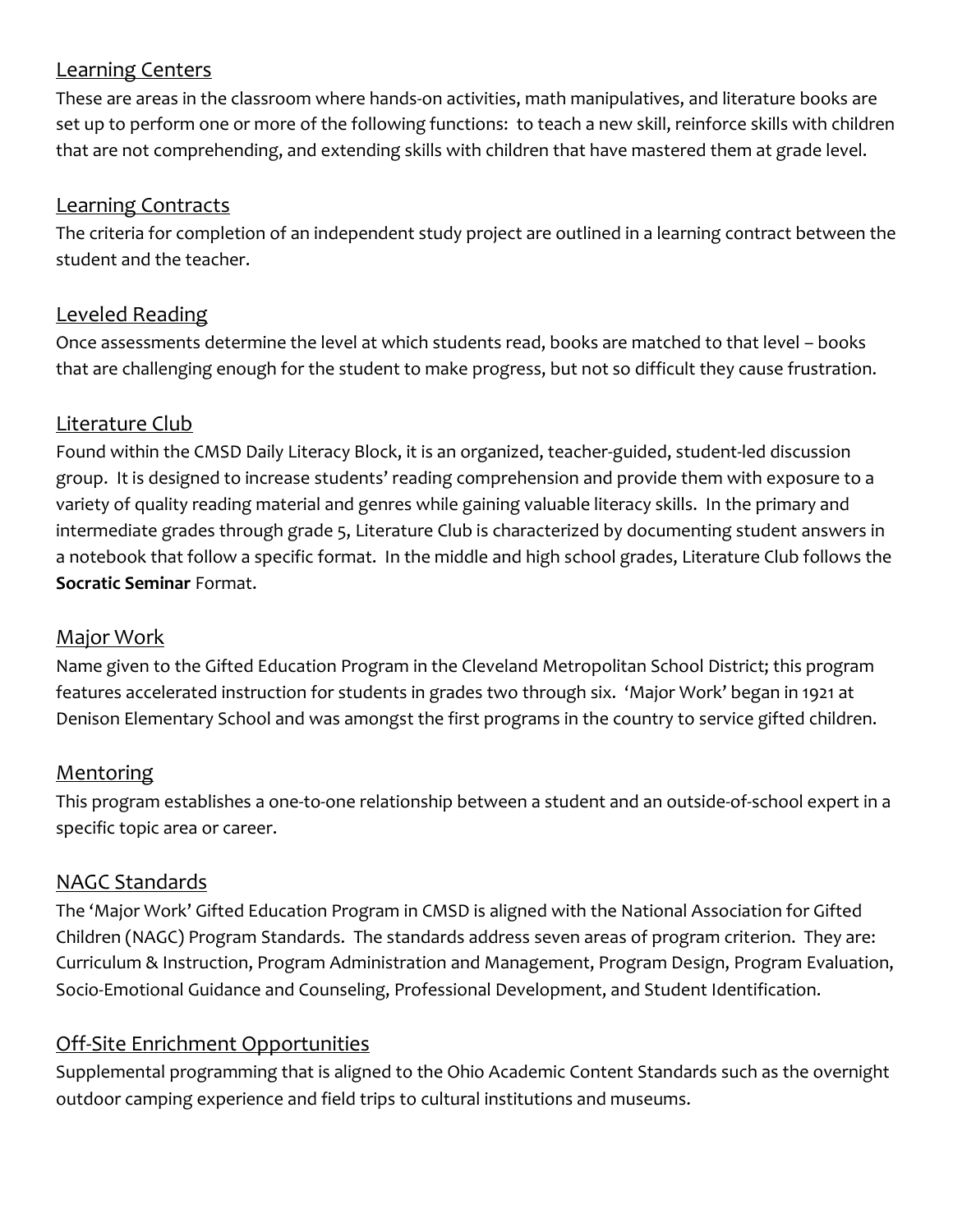## Learning Centers

These are areas in the classroom where hands-on activities, math manipulatives, and literature books are set up to perform one or more of the following functions: to teach a new skill, reinforce skills with children that are not comprehending, and extending skills with children that have mastered them at grade level.

## Learning Contracts

The criteria for completion of an independent study project are outlined in a learning contract between the student and the teacher.

## Leveled Reading

Once assessments determine the level at which students read, books are matched to that level – books that are challenging enough for the student to make progress, but not so difficult they cause frustration.

## Literature Club

Found within the CMSD Daily Literacy Block, it is an organized, teacher-guided, student-led discussion group. It is designed to increase students' reading comprehension and provide them with exposure to a variety of quality reading material and genres while gaining valuable literacy skills. In the primary and intermediate grades through grade 5, Literature Club is characterized by documenting student answers in a notebook that follow a specific format. In the middle and high school grades, Literature Club follows the **Socratic Seminar** Format.

## Major Work

Name given to the Gifted Education Program in the Cleveland Metropolitan School District; this program features accelerated instruction for students in grades two through six. 'Major Work' began in 1921 at Denison Elementary School and was amongst the first programs in the country to service gifted children.

## Mentoring

This program establishes a one-to-one relationship between a student and an outside-of-school expert in a specific topic area or career.

## NAGC Standards

The 'Major Work' Gifted Education Program in CMSD is aligned with the National Association for Gifted Children (NAGC) Program Standards. The standards address seven areas of program criterion. They are: Curriculum & Instruction, Program Administration and Management, Program Design, Program Evaluation, Socio-Emotional Guidance and Counseling, Professional Development, and Student Identification.

## Off-Site Enrichment Opportunities

Supplemental programming that is aligned to the Ohio Academic Content Standards such as the overnight outdoor camping experience and field trips to cultural institutions and museums.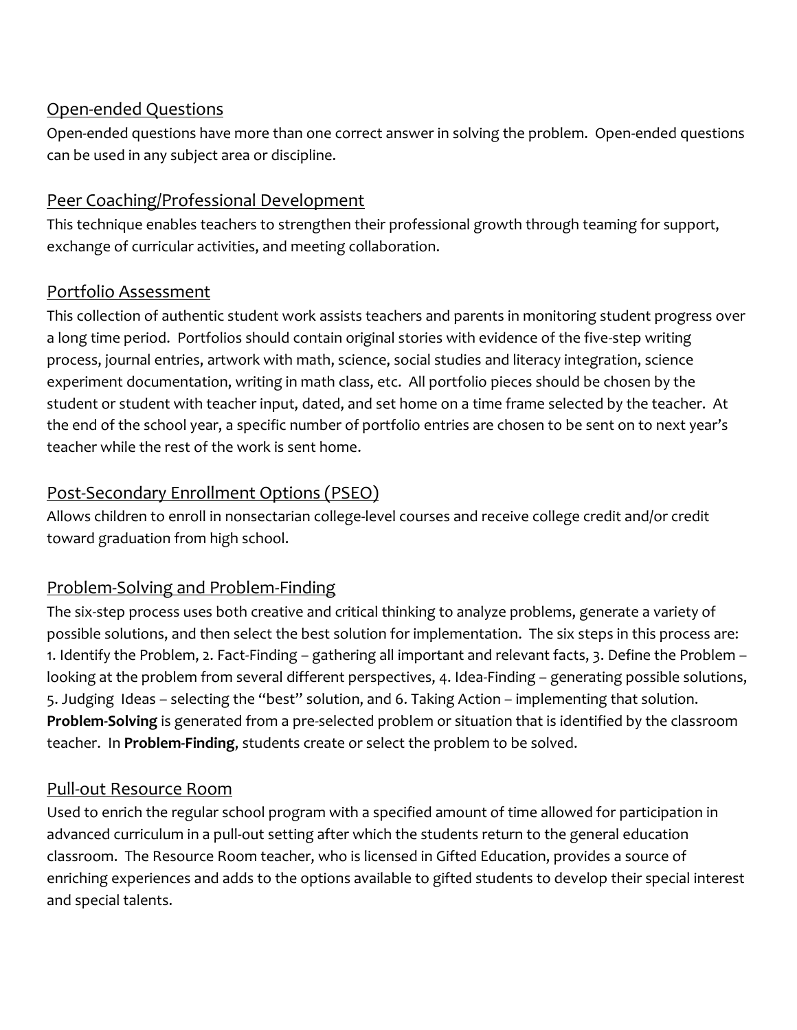## Open-ended Questions

Open-ended questions have more than one correct answer in solving the problem. Open-ended questions can be used in any subject area or discipline.

## Peer Coaching/Professional Development

This technique enables teachers to strengthen their professional growth through teaming for support, exchange of curricular activities, and meeting collaboration.

## Portfolio Assessment

This collection of authentic student work assists teachers and parents in monitoring student progress over a long time period. Portfolios should contain original stories with evidence of the five-step writing process, journal entries, artwork with math, science, social studies and literacy integration, science experiment documentation, writing in math class, etc. All portfolio pieces should be chosen by the student or student with teacher input, dated, and set home on a time frame selected by the teacher. At the end of the school year, a specific number of portfolio entries are chosen to be sent on to next year's teacher while the rest of the work is sent home.

## Post-Secondary Enrollment Options (PSEO)

Allows children to enroll in nonsectarian college-level courses and receive college credit and/or credit toward graduation from high school.

## Problem-Solving and Problem-Finding

The six-step process uses both creative and critical thinking to analyze problems, generate a variety of possible solutions, and then select the best solution for implementation. The six steps in this process are: 1. Identify the Problem, 2. Fact-Finding – gathering all important and relevant facts, 3. Define the Problem – looking at the problem from several different perspectives, 4. Idea-Finding – generating possible solutions, 5. Judging Ideas – selecting the "best" solution, and 6. Taking Action – implementing that solution. **Problem-Solving** is generated from a pre-selected problem or situation that is identified by the classroom teacher. In **Problem-Finding**, students create or select the problem to be solved.

## Pull-out Resource Room

Used to enrich the regular school program with a specified amount of time allowed for participation in advanced curriculum in a pull-out setting after which the students return to the general education classroom. The Resource Room teacher, who is licensed in Gifted Education, provides a source of enriching experiences and adds to the options available to gifted students to develop their special interest and special talents.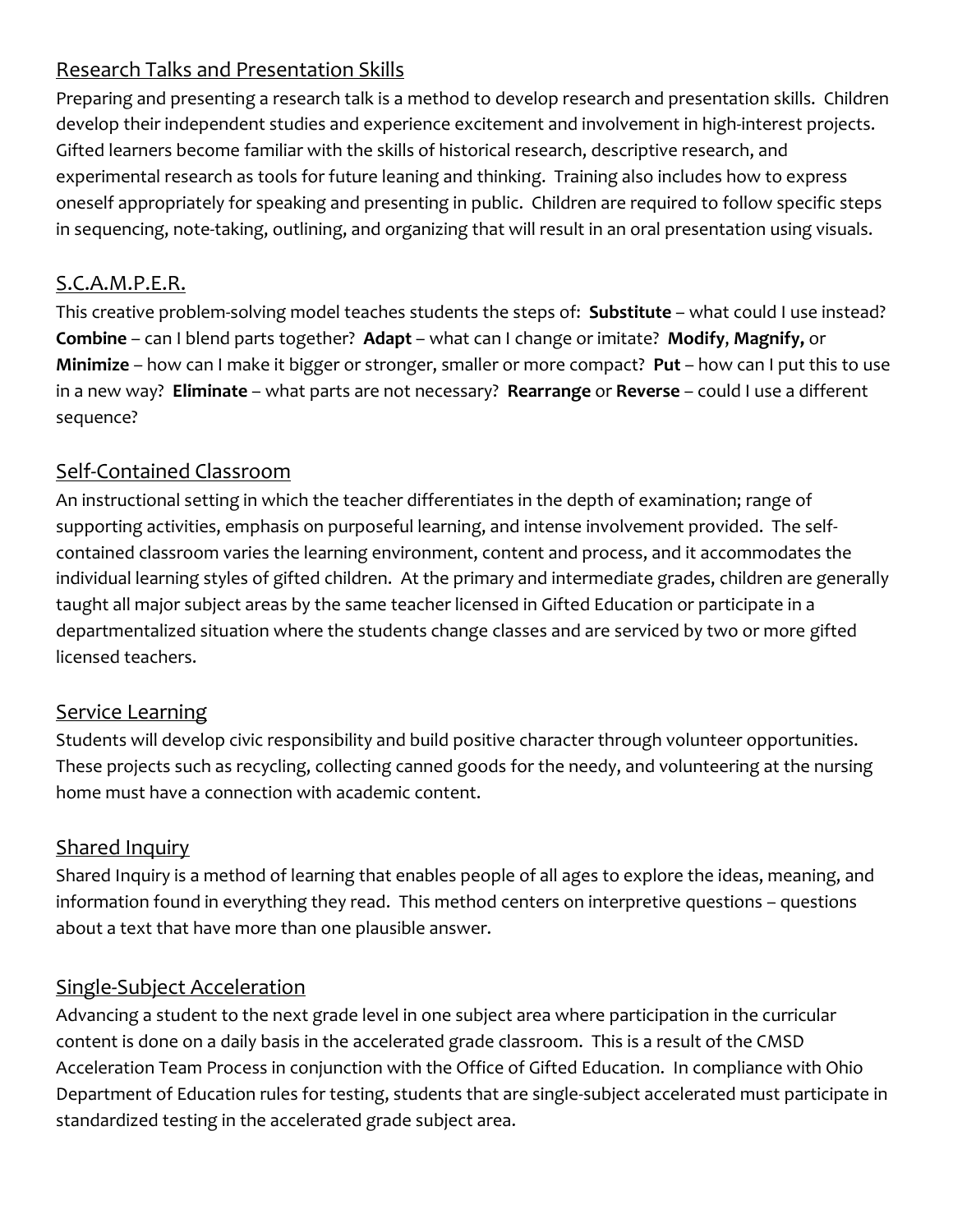## Research Talks and Presentation Skills

Preparing and presenting a research talk is a method to develop research and presentation skills. Children develop their independent studies and experience excitement and involvement in high-interest projects. Gifted learners become familiar with the skills of historical research, descriptive research, and experimental research as tools for future leaning and thinking. Training also includes how to express oneself appropriately for speaking and presenting in public. Children are required to follow specific steps in sequencing, note-taking, outlining, and organizing that will result in an oral presentation using visuals.

## S.C.A.M.P.E.R.

This creative problem-solving model teaches students the steps of: **Substitute** – what could I use instead? **Combine** – can I blend parts together? **Adapt** – what can I change or imitate? **Modify**, **Magnify,** or **Minimize** – how can I make it bigger or stronger, smaller or more compact? **Put** – how can I put this to use in a new way? **Eliminate** – what parts are not necessary? **Rearrange** or **Reverse** – could I use a different sequence?

## Self-Contained Classroom

An instructional setting in which the teacher differentiates in the depth of examination; range of supporting activities, emphasis on purposeful learning, and intense involvement provided. The self-contained classroom varies the learning environment, content and process, and it accommodates the individual learning styles of gifted children. At the primary and intermediate grades, children are generally taught all major subject areas by the same teacher licensed in Gifted Education or participate in a departmentalized situation where the students change classes and are serviced by two or more gifted licensed teachers.

## Service Learning

Students will develop civic responsibility and build positive character through volunteer opportunities. These projects such as recycling, collecting canned goods for the needy, and volunteering at the nursing home must have a connection with academic content.

## Shared Inquiry

Shared Inquiry is a method of learning that enables people of all ages to explore the ideas, meaning, and information found in everything they read. This method centers on interpretive questions – questions about a text that have more than one plausible answer.

## Single-Subject Acceleration

Advancing a student to the next grade level in one subject area where participation in the curricular content is done on a daily basis in the accelerated grade classroom. This is a result of the CMSD Acceleration Team Process in conjunction with the Office of Gifted Education. In compliance with Ohio Department of Education rules for testing, students that are single-subject accelerated must participate in standardized testing in the accelerated grade subject area.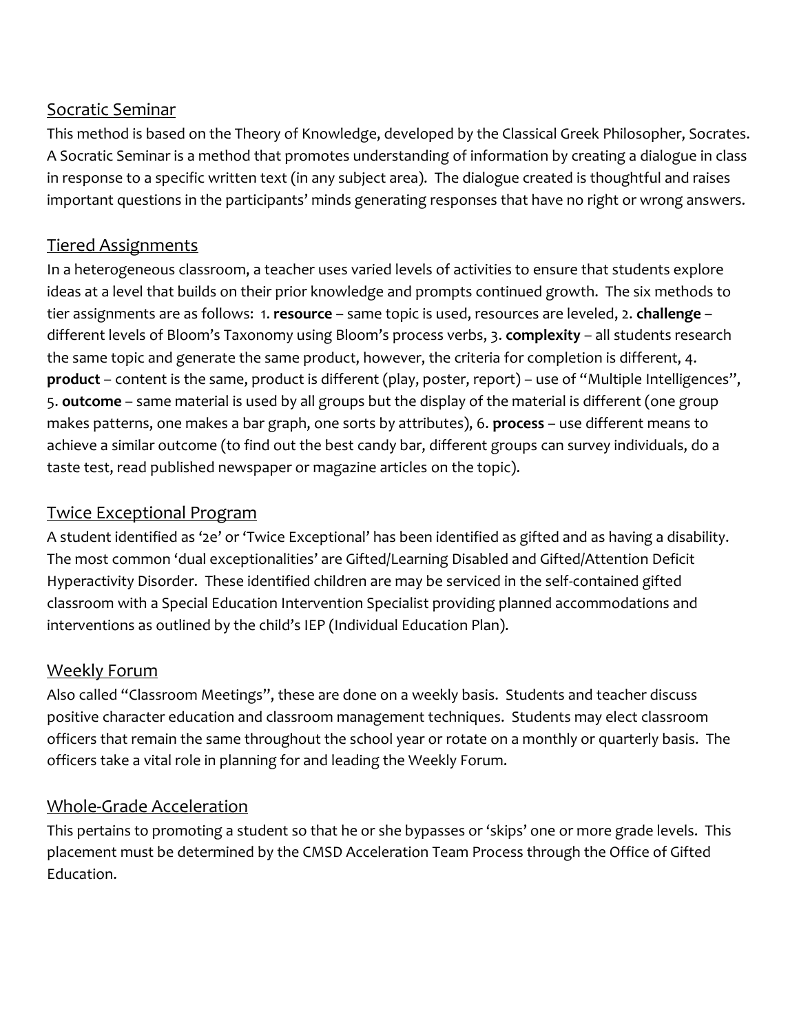## Socratic Seminar

This method is based on the Theory of Knowledge, developed by the Classical Greek Philosopher, Socrates. A Socratic Seminar is a method that promotes understanding of information by creating a dialogue in class in response to a specific written text (in any subject area). The dialogue created is thoughtful and raises important questions in the participants' minds generating responses that have no right or wrong answers.

## Tiered Assignments

In a heterogeneous classroom, a teacher uses varied levels of activities to ensure that students explore ideas at a level that builds on their prior knowledge and prompts continued growth. The six methods to tier assignments are as follows: 1. **resource** – same topic is used, resources are leveled, 2. **challenge** – different levels of Bloom's Taxonomy using Bloom's process verbs, 3. **complexity** – all students research the same topic and generate the same product, however, the criteria for completion is different, 4. **product** – content is the same, product is different (play, poster, report) – use of "Multiple Intelligences", 5. **outcome** – same material is used by all groups but the display of the material is different (one group makes patterns, one makes a bar graph, one sorts by attributes), 6. **process** – use different means to achieve a similar outcome (to find out the best candy bar, different groups can survey individuals, do a taste test, read published newspaper or magazine articles on the topic).

## Twice Exceptional Program

A student identified as '2e' or 'Twice Exceptional' has been identified as gifted and as having a disability. The most common 'dual exceptionalities' are Gifted/Learning Disabled and Gifted/Attention Deficit Hyperactivity Disorder. These identified children are may be serviced in the self-contained gifted classroom with a Special Education Intervention Specialist providing planned accommodations and interventions as outlined by the child's IEP (Individual Education Plan).

## Weekly Forum

Also called "Classroom Meetings", these are done on a weekly basis. Students and teacher discuss positive character education and classroom management techniques. Students may elect classroom officers that remain the same throughout the school year or rotate on a monthly or quarterly basis. The officers take a vital role in planning for and leading the Weekly Forum.

## Whole-Grade Acceleration

This pertains to promoting a student so that he or she bypasses or 'skips' one or more grade levels. This placement must be determined by the CMSD Acceleration Team Process through the Office of Gifted Education.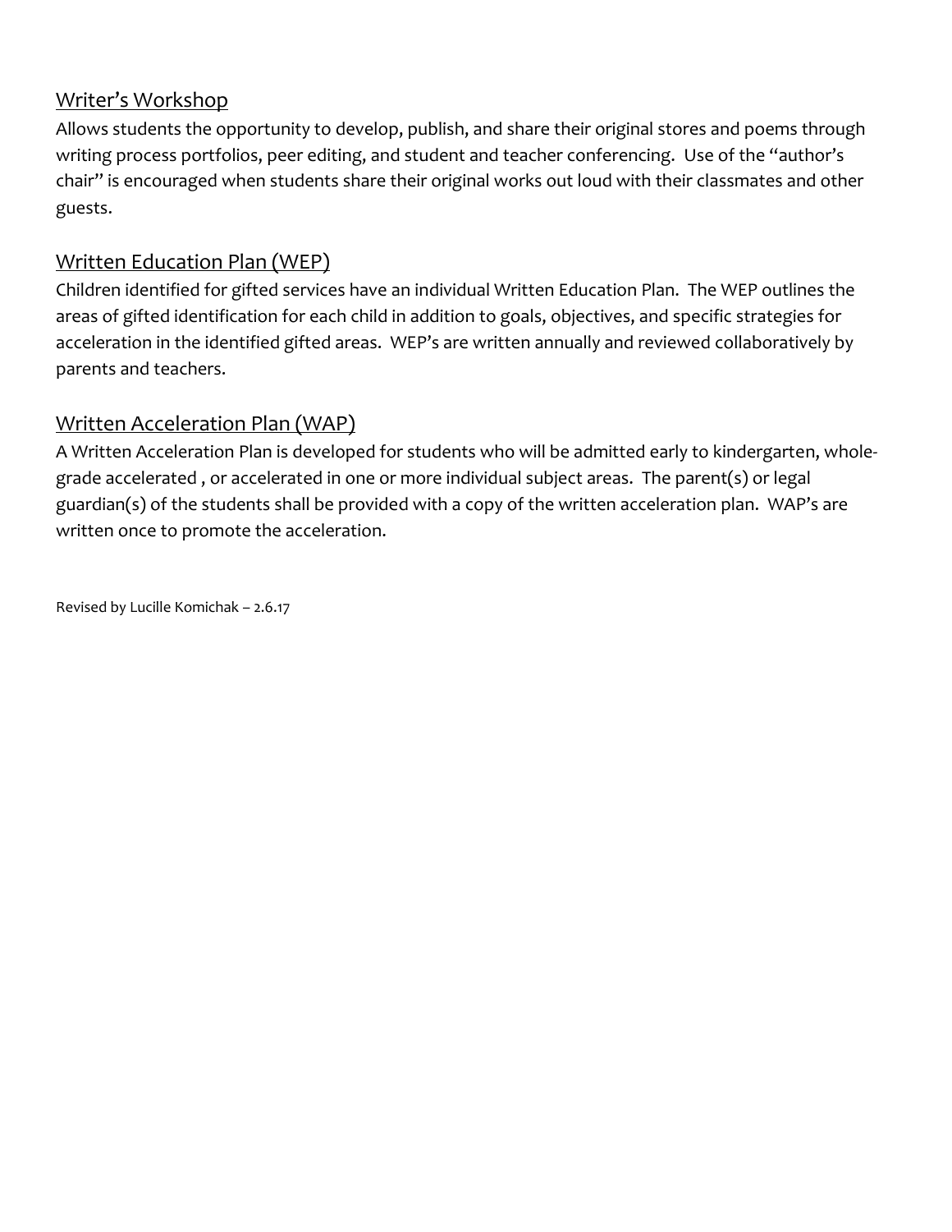## Writer's Workshop

Allows students the opportunity to develop, publish, and share their original stores and poems through writing process portfolios, peer editing, and student and teacher conferencing. Use of the "author's chair" is encouraged when students share their original works out loud with their classmates and other guests.

## Written Education Plan (WEP)

Children identified for gifted services have an individual Written Education Plan. The WEP outlines the areas of gifted identification for each child in addition to goals, objectives, and specific strategies for acceleration in the identified gifted areas. WEP's are written annually and reviewed collaboratively by parents and teachers.

## Written Acceleration Plan (WAP)

A Written Acceleration Plan is developed for students who will be admitted early to kindergarten, whole-grade accelerated , or accelerated in one or more individual subject areas. The parent(s) or legal guardian(s) of the students shall be provided with a copy of the written acceleration plan. WAP's are written once to promote the acceleration.

Revised by Lucille Komichak – 2.6.17